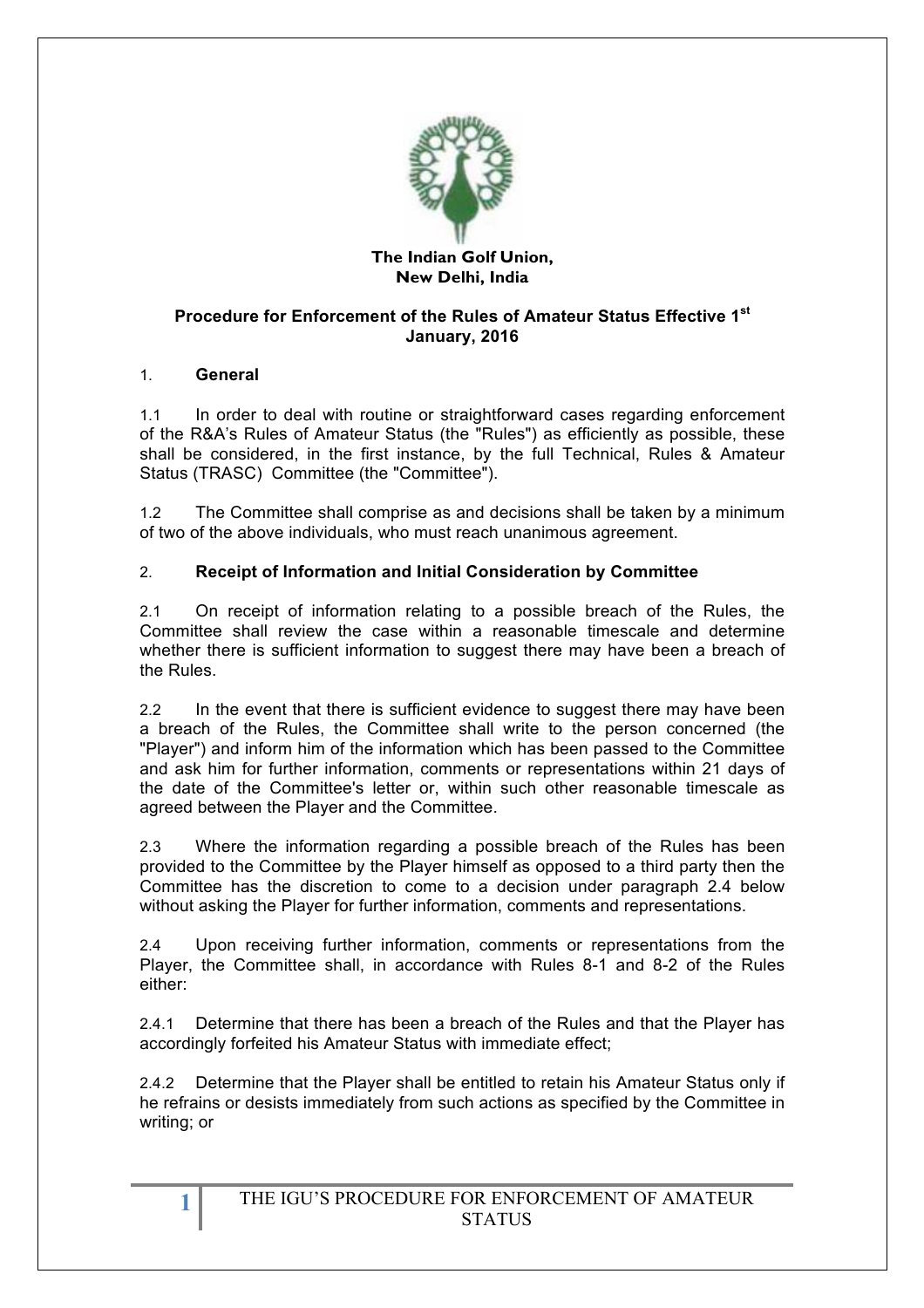**The Indian Golf Union,**
**New Delhi, India**

# Procedure for Enforcement of the Rules of Amateur Status Effective 1st January, 2016

## 1. General

1.1 In order to deal with routine or straightforward cases regarding enforcement of the R&A's Rules of Amateur Status (the "Rules") as efficiently as possible, these shall be considered, in the first instance, by the full Technical, Rules & Amateur Status (TRASC) Committee (the "Committee").

1.2 The Committee shall comprise as and decisions shall be taken by a minimum of two of the above individuals, who must reach unanimous agreement.

## 2. Receipt of Information and Initial Consideration by Committee

2.1 On receipt of information relating to a possible breach of the Rules, the Committee shall review the case within a reasonable timescale and determine whether there is sufficient information to suggest there may have been a breach of the Rules.

2.2 In the event that there is sufficient evidence to suggest there may have been a breach of the Rules, the Committee shall write to the person concerned (the "Player") and inform him of the information which has been passed to the Committee and ask him for further information, comments or representations within 21 days of the date of the Committee's letter or, within such other reasonable timescale as agreed between the Player and the Committee.

2.3 Where the information regarding a possible breach of the Rules has been provided to the Committee by the Player himself as opposed to a third party then the Committee has the discretion to come to a decision under paragraph 2.4 below without asking the Player for further information, comments and representations.

2.4 Upon receiving further information, comments or representations from the Player, the Committee shall, in accordance with Rules 8-1 and 8-2 of the Rules either:

2.4.1 Determine that there has been a breach of the Rules and that the Player has accordingly forfeited his Amateur Status with immediate effect;

2.4.2 Determine that the Player shall be entitled to retain his Amateur Status only if he refrains or desists immediately from such actions as specified by the Committee in writing; or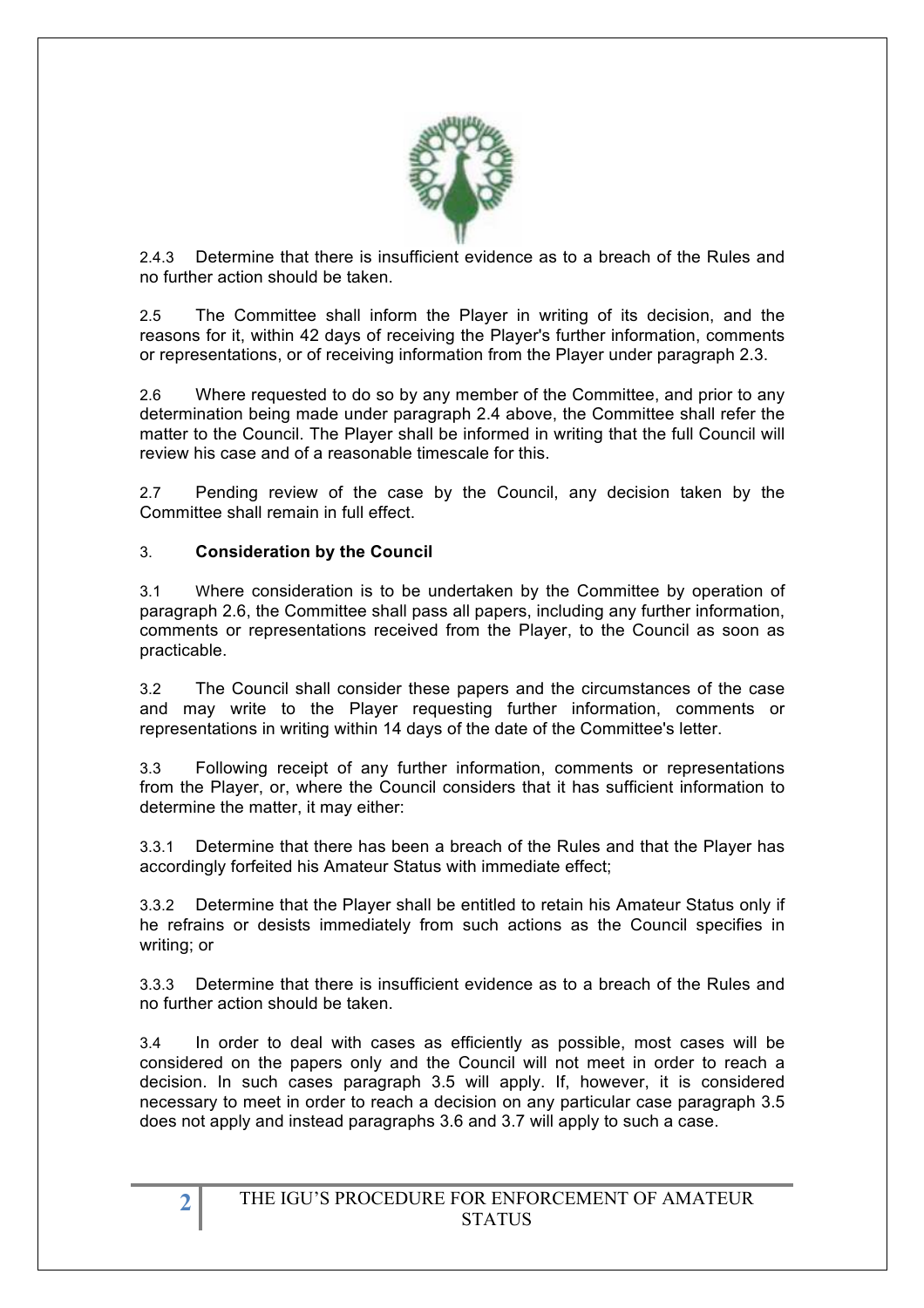2.4.3 Determine that there is insufficient evidence as to a breach of the Rules and no further action should be taken.

2.5 The Committee shall inform the Player in writing of its decision, and the reasons for it, within 42 days of receiving the Player's further information, comments or representations, or of receiving information from the Player under paragraph 2.3.

2.6 Where requested to do so by any member of the Committee, and prior to any determination being made under paragraph 2.4 above, the Committee shall refer the matter to the Council. The Player shall be informed in writing that the full Council will review his case and of a reasonable timescale for this.

2.7 Pending review of the case by the Council, any decision taken by the Committee shall remain in full effect.

## 3. Consideration by the Council

3.1 Where consideration is to be undertaken by the Committee by operation of paragraph 2.6, the Committee shall pass all papers, including any further information, comments or representations received from the Player, to the Council as soon as practicable.

3.2 The Council shall consider these papers and the circumstances of the case and may write to the Player requesting further information, comments or representations in writing within 14 days of the date of the Committee's letter.

3.3 Following receipt of any further information, comments or representations from the Player, or, where the Council considers that it has sufficient information to determine the matter, it may either:

3.3.1 Determine that there has been a breach of the Rules and that the Player has accordingly forfeited his Amateur Status with immediate effect;

3.3.2 Determine that the Player shall be entitled to retain his Amateur Status only if he refrains or desists immediately from such actions as the Council specifies in writing; or

3.3.3 Determine that there is insufficient evidence as to a breach of the Rules and no further action should be taken.

3.4 In order to deal with cases as efficiently as possible, most cases will be considered on the papers only and the Council will not meet in order to reach a decision. In such cases paragraph 3.5 will apply. If, however, it is considered necessary to meet in order to reach a decision on any particular case paragraph 3.5 does not apply and instead paragraphs 3.6 and 3.7 will apply to such a case.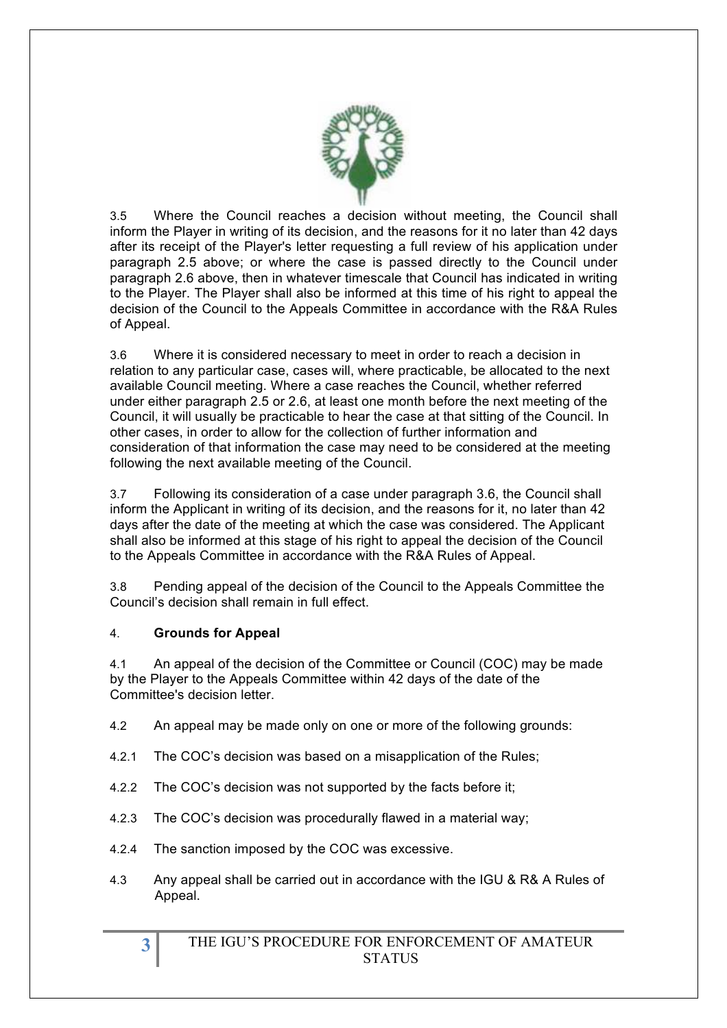3.5 Where the Council reaches a decision without meeting, the Council shall inform the Player in writing of its decision, and the reasons for it no later than 42 days after its receipt of the Player's letter requesting a full review of his application under paragraph 2.5 above; or where the case is passed directly to the Council under paragraph 2.6 above, then in whatever timescale that Council has indicated in writing to the Player. The Player shall also be informed at this time of his right to appeal the decision of the Council to the Appeals Committee in accordance with the R&A Rules of Appeal.

3.6 Where it is considered necessary to meet in order to reach a decision in relation to any particular case, cases will, where practicable, be allocated to the next available Council meeting. Where a case reaches the Council, whether referred under either paragraph 2.5 or 2.6, at least one month before the next meeting of the Council, it will usually be practicable to hear the case at that sitting of the Council. In other cases, in order to allow for the collection of further information and consideration of that information the case may need to be considered at the meeting following the next available meeting of the Council.

3.7 Following its consideration of a case under paragraph 3.6, the Council shall inform the Applicant in writing of its decision, and the reasons for it, no later than 42 days after the date of the meeting at which the case was considered. The Applicant shall also be informed at this stage of his right to appeal the decision of the Council to the Appeals Committee in accordance with the R&A Rules of Appeal.

3.8 Pending appeal of the decision of the Council to the Appeals Committee the Council's decision shall remain in full effect.

## 4. Grounds for Appeal

4.1 An appeal of the decision of the Committee or Council (COC) may be made by the Player to the Appeals Committee within 42 days of the date of the Committee's decision letter.

4.2 An appeal may be made only on one or more of the following grounds:

4.2.1 The COC's decision was based on a misapplication of the Rules;

4.2.2 The COC's decision was not supported by the facts before it;

4.2.3 The COC's decision was procedurally flawed in a material way;

4.2.4 The sanction imposed by the COC was excessive.

4.3 Any appeal shall be carried out in accordance with the IGU & R& A Rules of Appeal.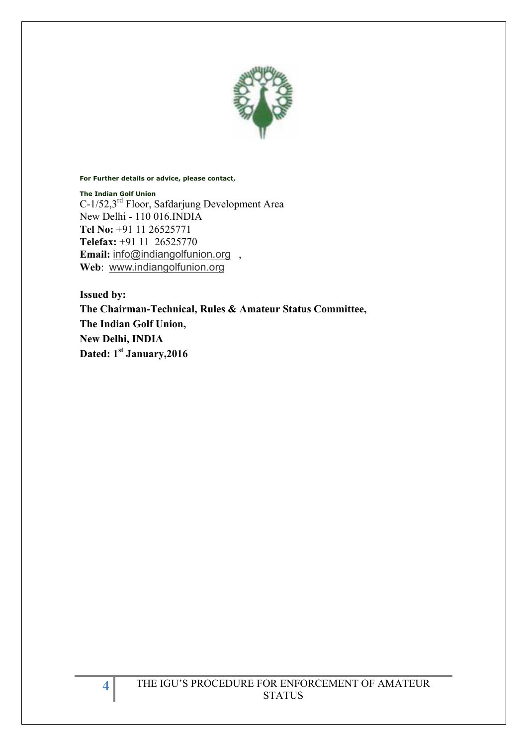**For Further details or advice, please contact,**

**The Indian Golf Union**
C-1/52,3rd Floor, Safdarjung Development Area
New Delhi - 110 016.INDIA
**Tel No:** +91 11 26525771
**Telefax:** +91 11 26525770
**Email:** info@indiangolfunion.org ,
**Web**: www.indiangolfunion.org

**Issued by:**
**The Chairman-Technical, Rules & Amateur Status Committee,**
**The Indian Golf Union,**
**New Delhi, INDIA**
**Dated: 1st January,2016**